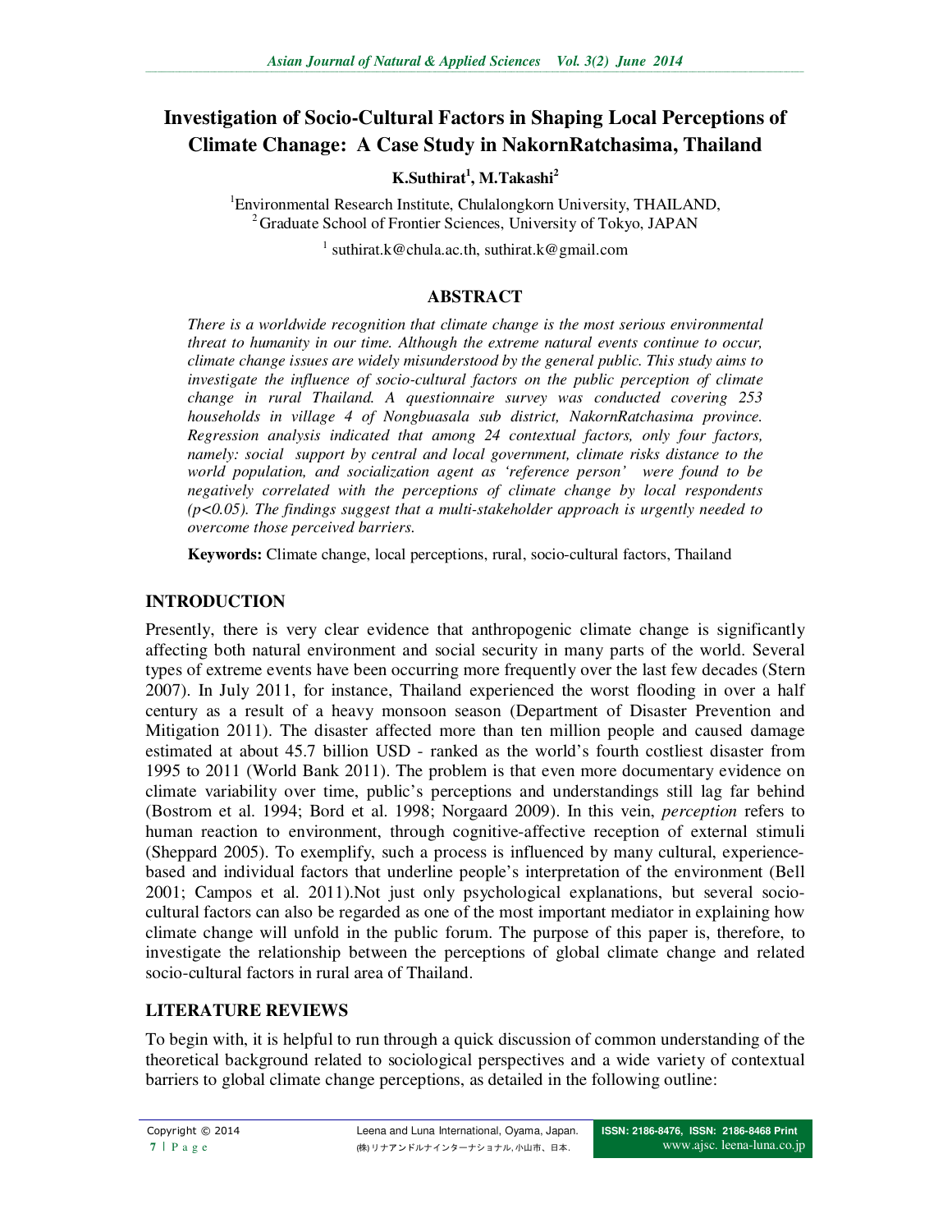# Investigation of Socio-Cultural Factors in Shaping Local Perceptions of Climate Chanage: A Case Study in NakornRatchasima, Thailand

**K.Suthirat[1], M.Takashi[2]**

[1]Environmental Research Institute, Chulalongkorn University, THAILAND,
[2]Graduate School of Frontier Sciences, University of Tokyo, JAPAN

[1] suthirat.k@chula.ac.th, suthirat.k@gmail.com

## ABSTRACT

*There is a worldwide recognition that climate change is the most serious environmental threat to humanity in our time. Although the extreme natural events continue to occur, climate change issues are widely misunderstood by the general public. This study aims to investigate the influence of socio-cultural factors on the public perception of climate change in rural Thailand. A questionnaire survey was conducted covering 253 households in village 4 of Nongbuasala sub district, NakornRatchasima province. Regression analysis indicated that among 24 contextual factors, only four factors, namely: social support by central and local government, climate risks distance to the world population, and socialization agent as 'reference person' were found to be negatively correlated with the perceptions of climate change by local respondents (p<0.05). The findings suggest that a multi-stakeholder approach is urgently needed to overcome those perceived barriers.*

**Keywords:** Climate change, local perceptions, rural, socio-cultural factors, Thailand

## INTRODUCTION

Presently, there is very clear evidence that anthropogenic climate change is significantly affecting both natural environment and social security in many parts of the world. Several types of extreme events have been occurring more frequently over the last few decades (Stern 2007). In July 2011, for instance, Thailand experienced the worst flooding in over a half century as a result of a heavy monsoon season (Department of Disaster Prevention and Mitigation 2011). The disaster affected more than ten million people and caused damage estimated at about 45.7 billion USD - ranked as the world's fourth costliest disaster from 1995 to 2011 (World Bank 2011). The problem is that even more documentary evidence on climate variability over time, public's perceptions and understandings still lag far behind (Bostrom et al. 1994; Bord et al. 1998; Norgaard 2009). In this vein, *perception* refers to human reaction to environment, through cognitive-affective reception of external stimuli (Sheppard 2005). To exemplify, such a process is influenced by many cultural, experience-based and individual factors that underline people's interpretation of the environment (Bell 2001; Campos et al. 2011).Not just only psychological explanations, but several socio-cultural factors can also be regarded as one of the most important mediator in explaining how climate change will unfold in the public forum. The purpose of this paper is, therefore, to investigate the relationship between the perceptions of global climate change and related socio-cultural factors in rural area of Thailand.

## LITERATURE REVIEWS

To begin with, it is helpful to run through a quick discussion of common understanding of the theoretical background related to sociological perspectives and a wide variety of contextual barriers to global climate change perceptions, as detailed in the following outline: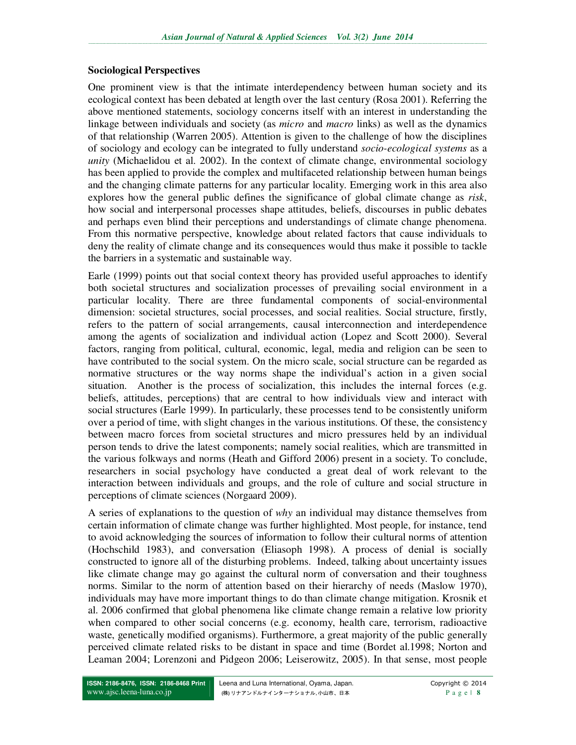**Sociological Perspectives**

One prominent view is that the intimate interdependency between human society and its ecological context has been debated at length over the last century (Rosa 2001). Referring the above mentioned statements, sociology concerns itself with an interest in understanding the linkage between individuals and society (as *micro* and *macro* links) as well as the dynamics of that relationship (Warren 2005). Attention is given to the challenge of how the disciplines of sociology and ecology can be integrated to fully understand *socio-ecological systems* as a *unity* (Michaelidou et al. 2002). In the context of climate change, environmental sociology has been applied to provide the complex and multifaceted relationship between human beings and the changing climate patterns for any particular locality. Emerging work in this area also explores how the general public defines the significance of global climate change as *risk*, how social and interpersonal processes shape attitudes, beliefs, discourses in public debates and perhaps even blind their perceptions and understandings of climate change phenomena. From this normative perspective, knowledge about related factors that cause individuals to deny the reality of climate change and its consequences would thus make it possible to tackle the barriers in a systematic and sustainable way.

Earle (1999) points out that social context theory has provided useful approaches to identify both societal structures and socialization processes of prevailing social environment in a particular locality. There are three fundamental components of social-environmental dimension: societal structures, social processes, and social realities. Social structure, firstly, refers to the pattern of social arrangements, causal interconnection and interdependence among the agents of socialization and individual action (Lopez and Scott 2000). Several factors, ranging from political, cultural, economic, legal, media and religion can be seen to have contributed to the social system. On the micro scale, social structure can be regarded as normative structures or the way norms shape the individual's action in a given social situation. Another is the process of socialization, this includes the internal forces (e.g. beliefs, attitudes, perceptions) that are central to how individuals view and interact with social structures (Earle 1999). In particularly, these processes tend to be consistently uniform over a period of time, with slight changes in the various institutions. Of these, the consistency between macro forces from societal structures and micro pressures held by an individual person tends to drive the latest components; namely social realities, which are transmitted in the various folkways and norms (Heath and Gifford 2006) present in a society. To conclude, researchers in social psychology have conducted a great deal of work relevant to the interaction between individuals and groups, and the role of culture and social structure in perceptions of climate sciences (Norgaard 2009).

A series of explanations to the question of *why* an individual may distance themselves from certain information of climate change was further highlighted. Most people, for instance, tend to avoid acknowledging the sources of information to follow their cultural norms of attention (Hochschild 1983), and conversation (Eliasoph 1998). A process of denial is socially constructed to ignore all of the disturbing problems. Indeed, talking about uncertainty issues like climate change may go against the cultural norm of conversation and their toughness norms. Similar to the norm of attention based on their hierarchy of needs (Maslow 1970), individuals may have more important things to do than climate change mitigation. Krosnik et al. 2006 confirmed that global phenomena like climate change remain a relative low priority when compared to other social concerns (e.g. economy, health care, terrorism, radioactive waste, genetically modified organisms). Furthermore, a great majority of the public generally perceived climate related risks to be distant in space and time (Bordet al.1998; Norton and Leaman 2004; Lorenzoni and Pidgeon 2006; Leiserowitz, 2005). In that sense, most people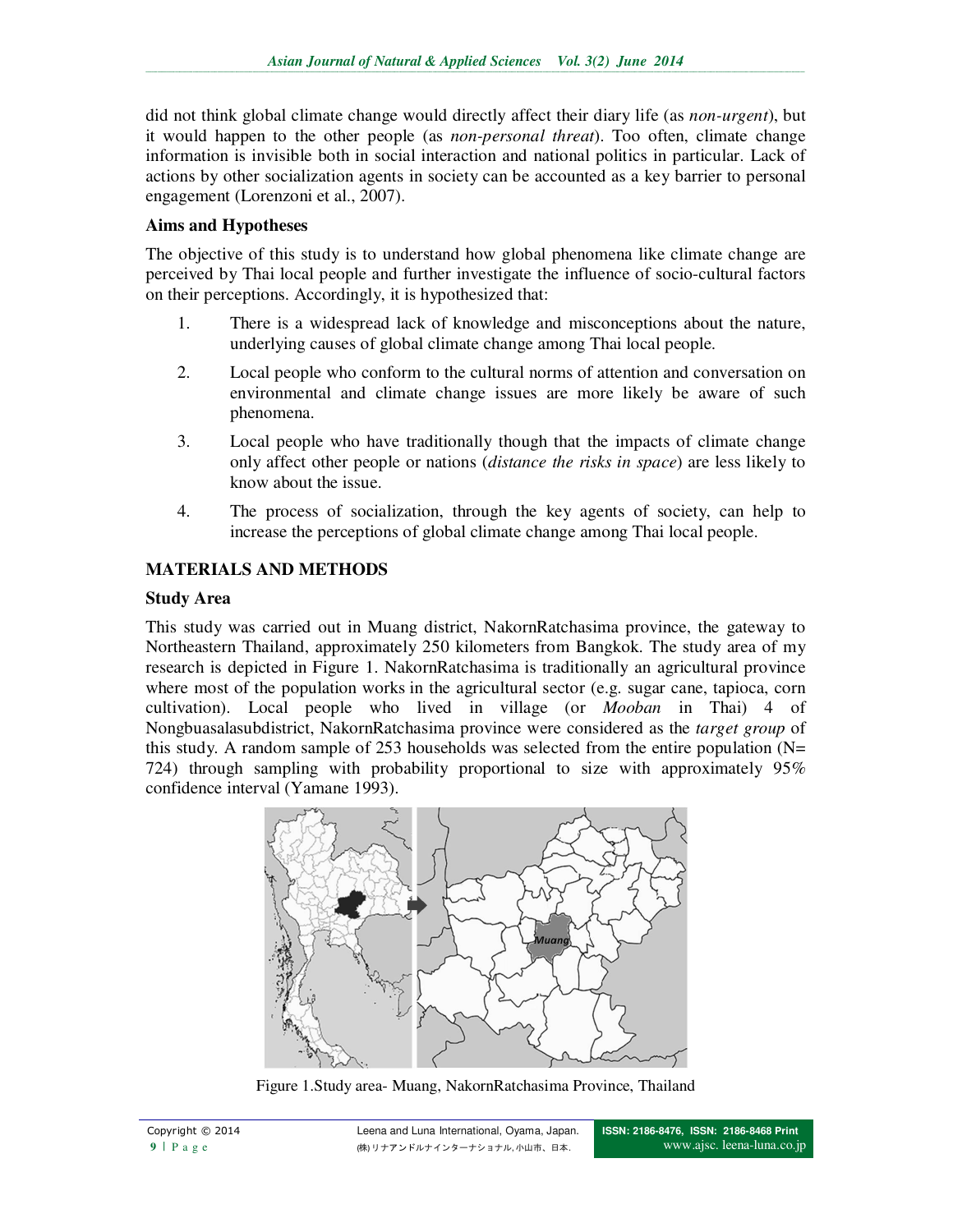did not think global climate change would directly affect their diary life (as *non-urgent*), but it would happen to the other people (as *non-personal threat*). Too often, climate change information is invisible both in social interaction and national politics in particular. Lack of actions by other socialization agents in society can be accounted as a key barrier to personal engagement (Lorenzoni et al., 2007).

## Aims and Hypotheses

The objective of this study is to understand how global phenomena like climate change are perceived by Thai local people and further investigate the influence of socio-cultural factors on their perceptions. Accordingly, it is hypothesized that:

1. There is a widespread lack of knowledge and misconceptions about the nature, underlying causes of global climate change among Thai local people.
2. Local people who conform to the cultural norms of attention and conversation on environmental and climate change issues are more likely be aware of such phenomena.
3. Local people who have traditionally though that the impacts of climate change only affect other people or nations (*distance the risks in space*) are less likely to know about the issue.
4. The process of socialization, through the key agents of society, can help to increase the perceptions of global climate change among Thai local people.

# MATERIALS AND METHODS

## Study Area

This study was carried out in Muang district, NakornRatchasima province, the gateway to Northeastern Thailand, approximately 250 kilometers from Bangkok. The study area of my research is depicted in Figure 1. NakornRatchasima is traditionally an agricultural province where most of the population works in the agricultural sector (e.g. sugar cane, tapioca, corn cultivation). Local people who lived in village (or *Mooban* in Thai) 4 of Nongbuasalasubdistrict, NakornRatchasima province were considered as the *target group* of this study. A random sample of 253 households was selected from the entire population (N= 724) through sampling with probability proportional to size with approximately 95% confidence interval (Yamane 1993).

Figure 1.Study area- Muang, NakornRatchasima Province, Thailand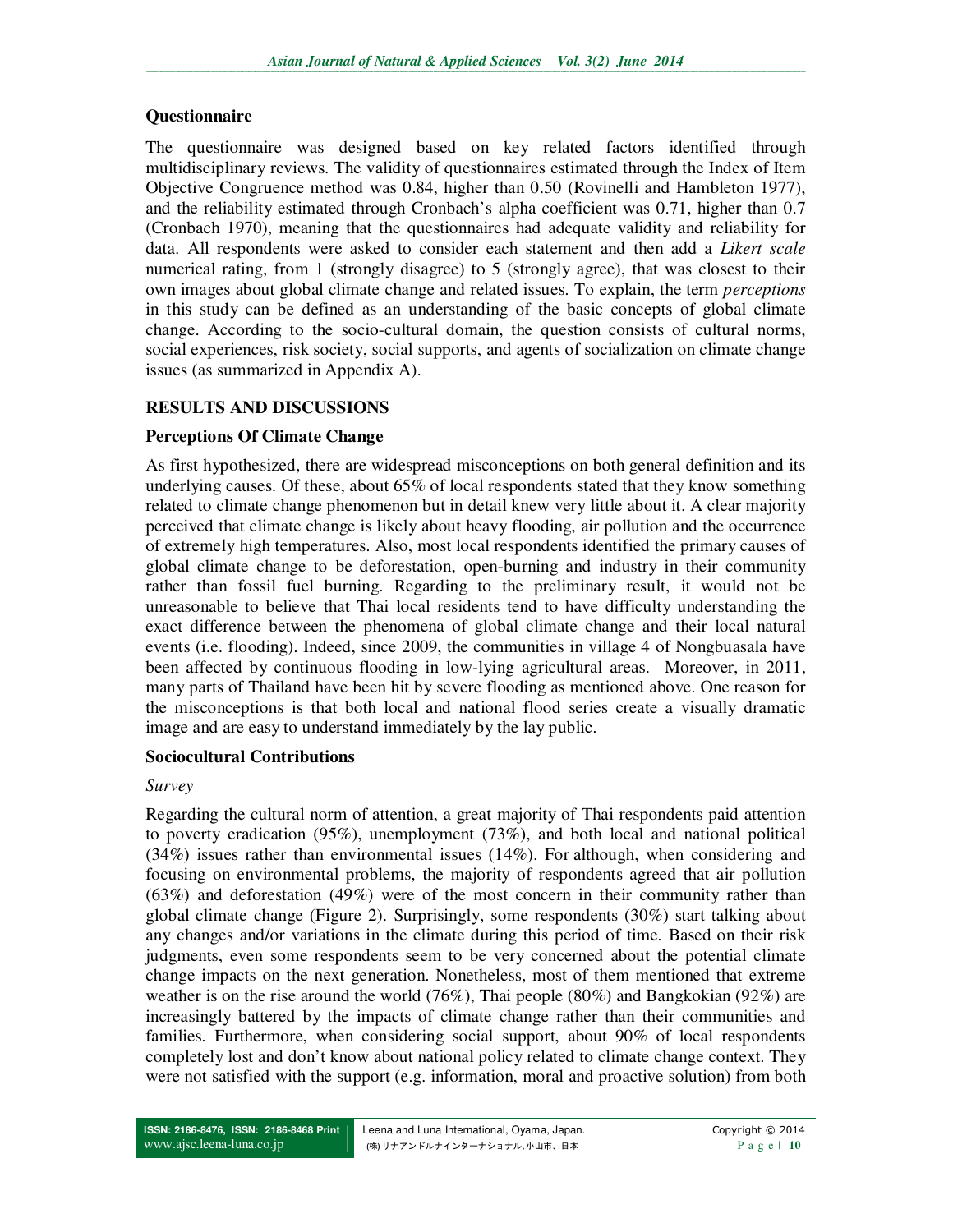### Questionnaire

The questionnaire was designed based on key related factors identified through multidisciplinary reviews. The validity of questionnaires estimated through the Index of Item Objective Congruence method was 0.84, higher than 0.50 (Rovinelli and Hambleton 1977), and the reliability estimated through Cronbach's alpha coefficient was 0.71, higher than 0.7 (Cronbach 1970), meaning that the questionnaires had adequate validity and reliability for data. All respondents were asked to consider each statement and then add a *Likert scale* numerical rating, from 1 (strongly disagree) to 5 (strongly agree), that was closest to their own images about global climate change and related issues. To explain, the term *perceptions* in this study can be defined as an understanding of the basic concepts of global climate change. According to the socio-cultural domain, the question consists of cultural norms, social experiences, risk society, social supports, and agents of socialization on climate change issues (as summarized in Appendix A).

## RESULTS AND DISCUSSIONS

### Perceptions Of Climate Change

As first hypothesized, there are widespread misconceptions on both general definition and its underlying causes. Of these, about 65% of local respondents stated that they know something related to climate change phenomenon but in detail knew very little about it. A clear majority perceived that climate change is likely about heavy flooding, air pollution and the occurrence of extremely high temperatures. Also, most local respondents identified the primary causes of global climate change to be deforestation, open-burning and industry in their community rather than fossil fuel burning. Regarding to the preliminary result, it would not be unreasonable to believe that Thai local residents tend to have difficulty understanding the exact difference between the phenomena of global climate change and their local natural events (i.e. flooding). Indeed, since 2009, the communities in village 4 of Nongbuasala have been affected by continuous flooding in low-lying agricultural areas. Moreover, in 2011, many parts of Thailand have been hit by severe flooding as mentioned above. One reason for the misconceptions is that both local and national flood series create a visually dramatic image and are easy to understand immediately by the lay public.

### Sociocultural Contributions

*Survey*

Regarding the cultural norm of attention, a great majority of Thai respondents paid attention to poverty eradication (95%), unemployment (73%), and both local and national political (34%) issues rather than environmental issues (14%). For although, when considering and focusing on environmental problems, the majority of respondents agreed that air pollution (63%) and deforestation (49%) were of the most concern in their community rather than global climate change (Figure 2). Surprisingly, some respondents (30%) start talking about any changes and/or variations in the climate during this period of time. Based on their risk judgments, even some respondents seem to be very concerned about the potential climate change impacts on the next generation. Nonetheless, most of them mentioned that extreme weather is on the rise around the world (76%), Thai people (80%) and Bangkokian (92%) are increasingly battered by the impacts of climate change rather than their communities and families. Furthermore, when considering social support, about 90% of local respondents completely lost and don't know about national policy related to climate change context. They were not satisfied with the support (e.g. information, moral and proactive solution) from both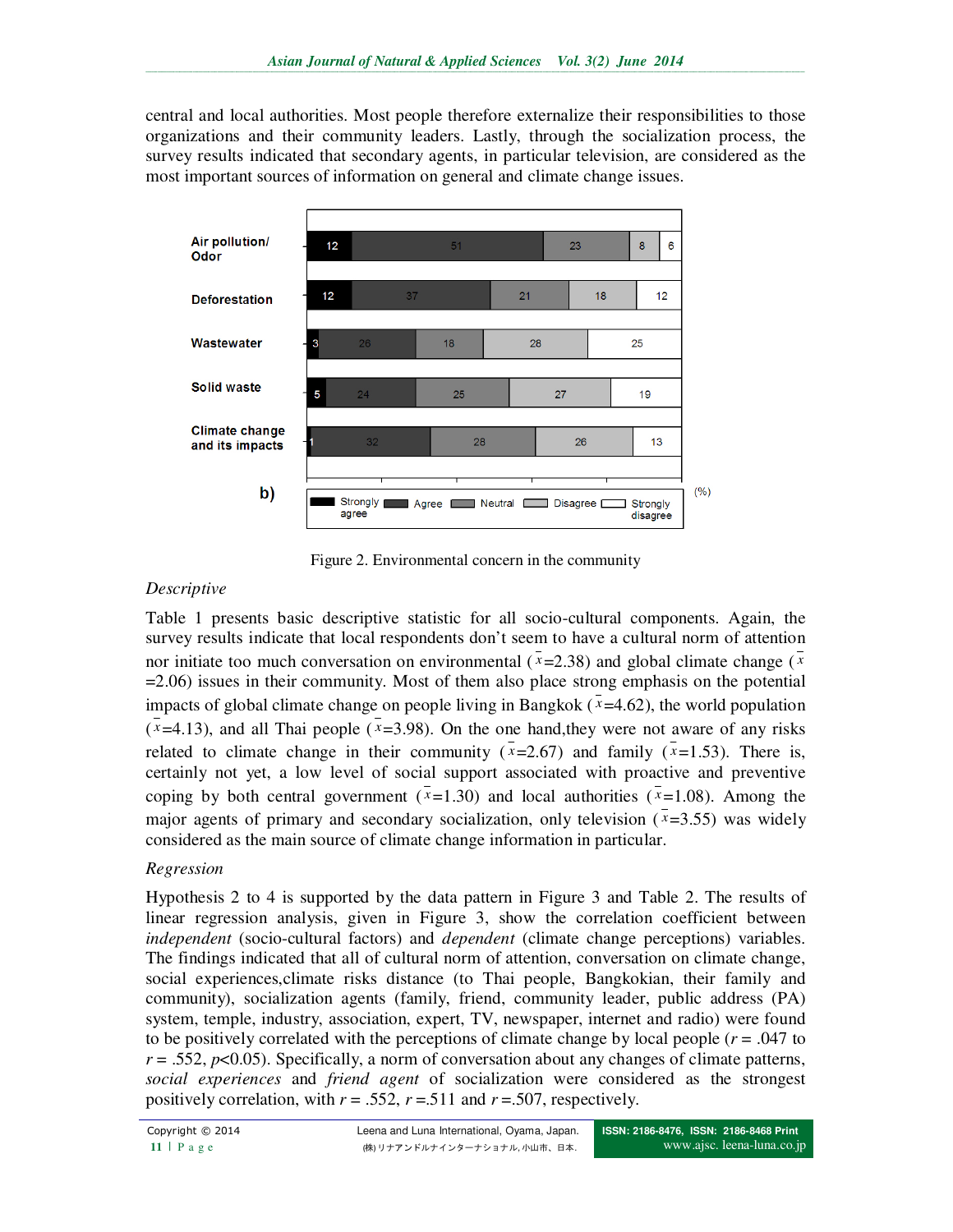central and local authorities. Most people therefore externalize their responsibilities to those organizations and their community leaders. Lastly, through the socialization process, the survey results indicated that secondary agents, in particular television, are considered as the most important sources of information on general and climate change issues.

| b) | Strongly agree | Agree | Neutral | Disagree | Strongly disagree |
|---|---|---|---|---|---|
| Air pollution/ Odor | 12 | 51 | 23 | 8 | 6 |
| Deforestation | 12 | 37 | 21 | 18 | 12 |
| Wastewater | 3 | 26 | 18 | 28 | 25 |
| Solid waste | 5 | 24 | 25 | 27 | 19 |
| Climate change and its impacts | 1 | 32 | 28 | 26 | 13 |

(%)

Figure 2. Environmental concern in the community

*Descriptive*

Table 1 presents basic descriptive statistic for all socio-cultural components. Again, the survey results indicate that local respondents don't seem to have a cultural norm of attention nor initiate too much conversation on environmental ($\bar{x}$=2.38) and global climate change ($\bar{x}$=2.06) issues in their community. Most of them also place strong emphasis on the potential impacts of global climate change on people living in Bangkok ($\bar{x}$=4.62), the world population ($\bar{x}$=4.13), and all Thai people ($\bar{x}$=3.98). On the one hand,they were not aware of any risks related to climate change in their community ($\bar{x}$=2.67) and family ($\bar{x}$=1.53). There is, certainly not yet, a low level of social support associated with proactive and preventive coping by both central government ($\bar{x}$=1.30) and local authorities ($\bar{x}$=1.08). Among the major agents of primary and secondary socialization, only television ($\bar{x}$=3.55) was widely considered as the main source of climate change information in particular.

*Regression*

Hypothesis 2 to 4 is supported by the data pattern in Figure 3 and Table 2. The results of linear regression analysis, given in Figure 3, show the correlation coefficient between *independent* (socio-cultural factors) and *dependent* (climate change perceptions) variables. The findings indicated that all of cultural norm of attention, conversation on climate change, social experiences,climate risks distance (to Thai people, Bangkokian, their family and community), socialization agents (family, friend, community leader, public address (PA) system, temple, industry, association, expert, TV, newspaper, internet and radio) were found to be positively correlated with the perceptions of climate change by local people ($r$ = .047 to $r$ = .552, $p$<0.05). Specifically, a norm of conversation about any changes of climate patterns, *social experiences* and *friend agent* of socialization were considered as the strongest positively correlation, with $r$ = .552, $r$ =.511 and $r$ =.507, respectively.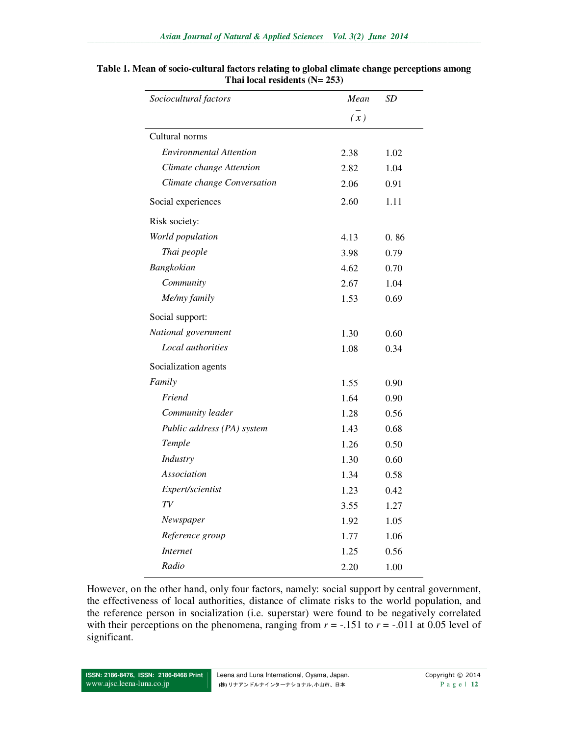**Table 1. Mean of socio-cultural factors relating to global climate change perceptions among Thai local residents (N= 253)**

| *Sociocultural factors* | *Mean* $(\bar{x})$ | *SD* |
|---|---|---|
| Cultural norms | | |
| *Environmental Attention* | 2.38 | 1.02 |
| *Climate change Attention* | 2.82 | 1.04 |
| *Climate change Conversation* | 2.06 | 0.91 |
| Social experiences | 2.60 | 1.11 |
| Risk society: | | |
| *World population* | 4.13 | 0. 86 |
| *Thai people* | 3.98 | 0.79 |
| *Bangkokian* | 4.62 | 0.70 |
| *Community* | 2.67 | 1.04 |
| *Me/my family* | 1.53 | 0.69 |
| Social support: | | |
| *National government* | 1.30 | 0.60 |
| *Local authorities* | 1.08 | 0.34 |
| Socialization agents | | |
| *Family* | 1.55 | 0.90 |
| *Friend* | 1.64 | 0.90 |
| *Community leader* | 1.28 | 0.56 |
| *Public address (PA) system* | 1.43 | 0.68 |
| *Temple* | 1.26 | 0.50 |
| *Industry* | 1.30 | 0.60 |
| *Association* | 1.34 | 0.58 |
| *Expert/scientist* | 1.23 | 0.42 |
| *TV* | 3.55 | 1.27 |
| *Newspaper* | 1.92 | 1.05 |
| *Reference group* | 1.77 | 1.06 |
| *Internet* | 1.25 | 0.56 |
| *Radio* | 2.20 | 1.00 |

However, on the other hand, only four factors, namely: social support by central government, the effectiveness of local authorities, distance of climate risks to the world population, and the reference person in socialization (i.e. superstar) were found to be negatively correlated with their perceptions on the phenomena, ranging from $r = -.151$ to $r = -.011$ at 0.05 level of significant.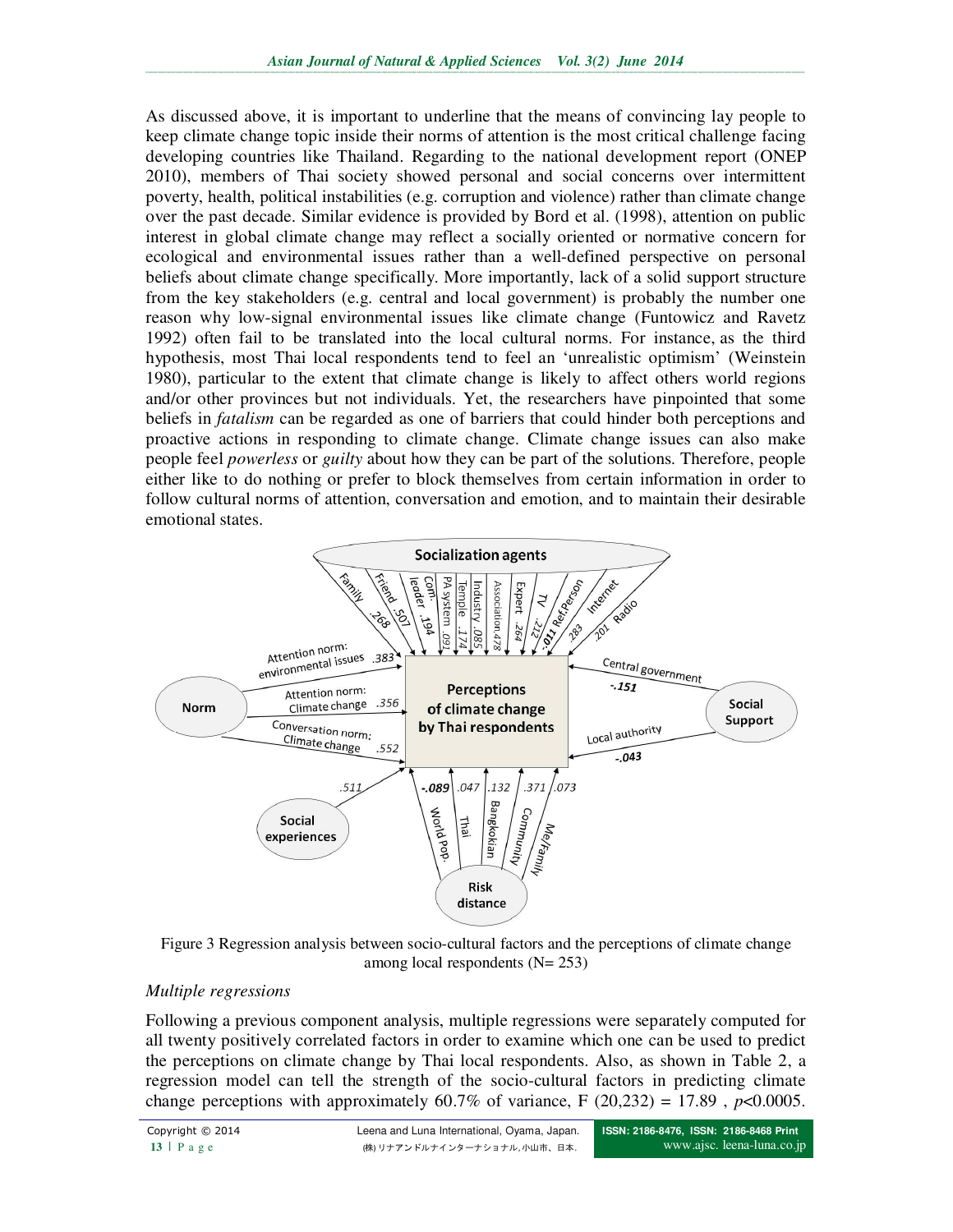As discussed above, it is important to underline that the means of convincing lay people to keep climate change topic inside their norms of attention is the most critical challenge facing developing countries like Thailand. Regarding to the national development report (ONEP 2010), members of Thai society showed personal and social concerns over intermittent poverty, health, political instabilities (e.g. corruption and violence) rather than climate change over the past decade. Similar evidence is provided by Bord et al. (1998), attention on public interest in global climate change may reflect a socially oriented or normative concern for ecological and environmental issues rather than a well-defined perspective on personal beliefs about climate change specifically. More importantly, lack of a solid support structure from the key stakeholders (e.g. central and local government) is probably the number one reason why low-signal environmental issues like climate change (Funtowicz and Ravetz 1992) often fail to be translated into the local cultural norms. For instance, as the third hypothesis, most Thai local respondents tend to feel an 'unrealistic optimism' (Weinstein 1980), particular to the extent that climate change is likely to affect others world regions and/or other provinces but not individuals. Yet, the researchers have pinpointed that some beliefs in *fatalism* can be regarded as one of barriers that could hinder both perceptions and proactive actions in responding to climate change. Climate change issues can also make people feel *powerless* or *guilty* about how they can be part of the solutions. Therefore, people either like to do nothing or prefer to block themselves from certain information in order to follow cultural norms of attention, conversation and emotion, and to maintain their desirable emotional states.

Figure 3 Regression analysis between socio-cultural factors and the perceptions of climate change among local respondents (N= 253)

*Multiple regressions*

Following a previous component analysis, multiple regressions were separately computed for all twenty positively correlated factors in order to examine which one can be used to predict the perceptions on climate change by Thai local respondents. Also, as shown in Table 2, a regression model can tell the strength of the socio-cultural factors in predicting climate change perceptions with approximately 60.7% of variance, $F(20,232) = 17.89$, $p<0.0005$.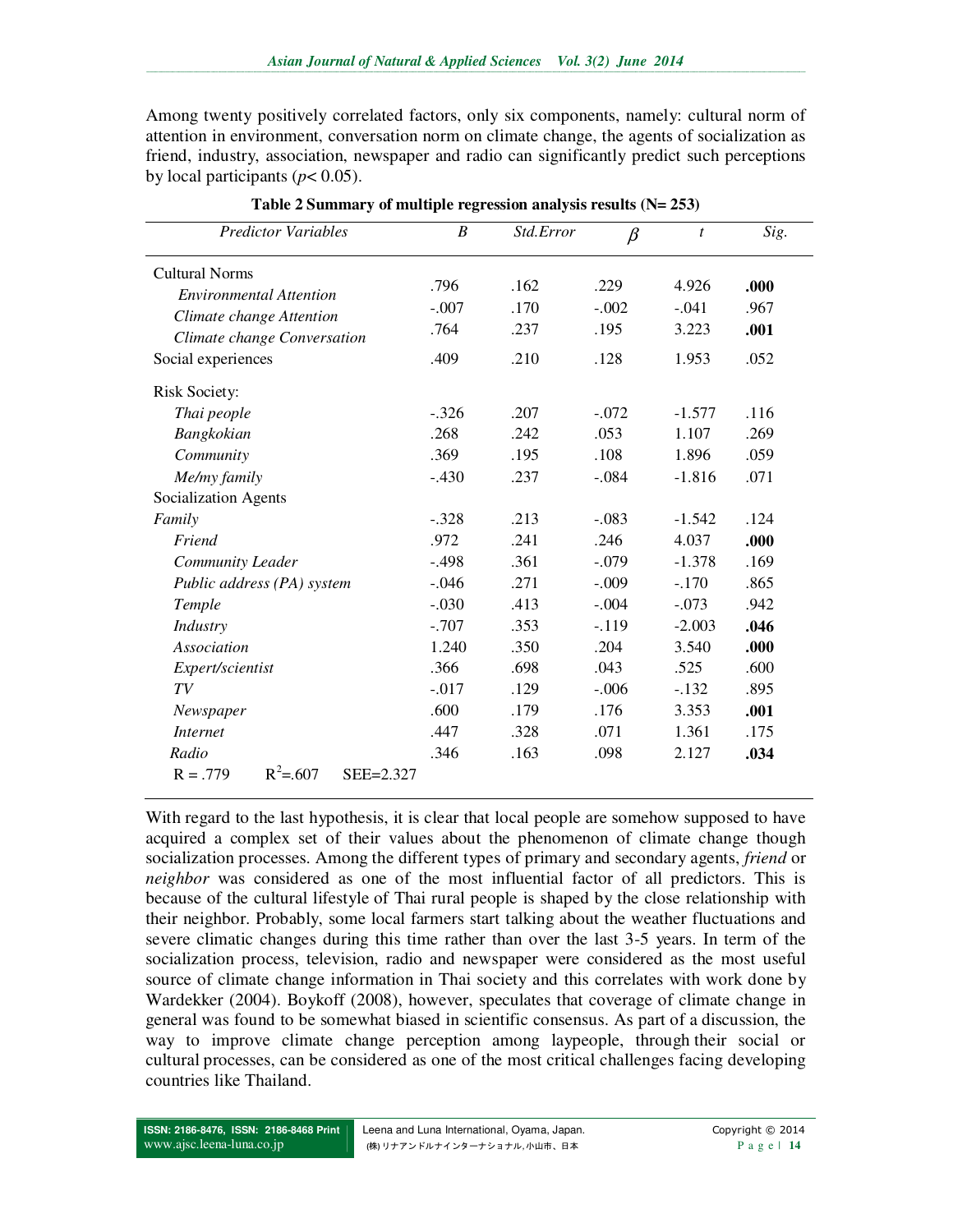Among twenty positively correlated factors, only six components, namely: cultural norm of attention in environment, conversation norm on climate change, the agents of socialization as friend, industry, association, newspaper and radio can significantly predict such perceptions by local participants ($p< 0.05$).

**Table 2 Summary of multiple regression analysis results (N= 253)**

| *Predictor Variables* | *B* | *Std.Error* | $\beta$ | *t* | *Sig.* |
|---|---|---|---|---|---|
| Cultural Norms | | | | | |
| *Environmental Attention* | .796 | .162 | .229 | 4.926 | **.000** |
| *Climate change Attention* | -.007 | .170 | -.002 | -.041 | .967 |
| *Climate change Conversation* | .764 | .237 | .195 | 3.223 | **.001** |
| Social experiences | .409 | .210 | .128 | 1.953 | .052 |
| Risk Society: | | | | | |
| *Thai people* | -.326 | .207 | -.072 | -1.577 | .116 |
| *Bangkokian* | .268 | .242 | .053 | 1.107 | .269 |
| *Community* | .369 | .195 | .108 | 1.896 | .059 |
| *Me/my family* | -.430 | .237 | -.084 | -1.816 | .071 |
| Socialization Agents | | | | | |
| *Family* | -.328 | .213 | -.083 | -1.542 | .124 |
| *Friend* | .972 | .241 | .246 | 4.037 | **.000** |
| *Community Leader* | -.498 | .361 | -.079 | -1.378 | .169 |
| *Public address (PA) system* | -.046 | .271 | -.009 | -.170 | .865 |
| *Temple* | -.030 | .413 | -.004 | -.073 | .942 |
| *Industry* | -.707 | .353 | -.119 | -2.003 | **.046** |
| *Association* | 1.240 | .350 | .204 | 3.540 | **.000** |
| *Expert/scientist* | .366 | .698 | .043 | .525 | .600 |
| *TV* | -.017 | .129 | -.006 | -.132 | .895 |
| *Newspaper* | .600 | .179 | .176 | 3.353 | **.001** |
| *Internet* | .447 | .328 | .071 | 1.361 | .175 |
| *Radio* | .346 | .163 | .098 | 2.127 | **.034** |
| R = .779 $R^2$=.607 SEE=2.327 | | | | | |

With regard to the last hypothesis, it is clear that local people are somehow supposed to have acquired a complex set of their values about the phenomenon of climate change though socialization processes. Among the different types of primary and secondary agents, *friend* or *neighbor* was considered as one of the most influential factor of all predictors. This is because of the cultural lifestyle of Thai rural people is shaped by the close relationship with their neighbor. Probably, some local farmers start talking about the weather fluctuations and severe climatic changes during this time rather than over the last 3-5 years. In term of the socialization process, television, radio and newspaper were considered as the most useful source of climate change information in Thai society and this correlates with work done by Wardekker (2004). Boykoff (2008), however, speculates that coverage of climate change in general was found to be somewhat biased in scientific consensus. As part of a discussion, the way to improve climate change perception among laypeople, through their social or cultural processes, can be considered as one of the most critical challenges facing developing countries like Thailand.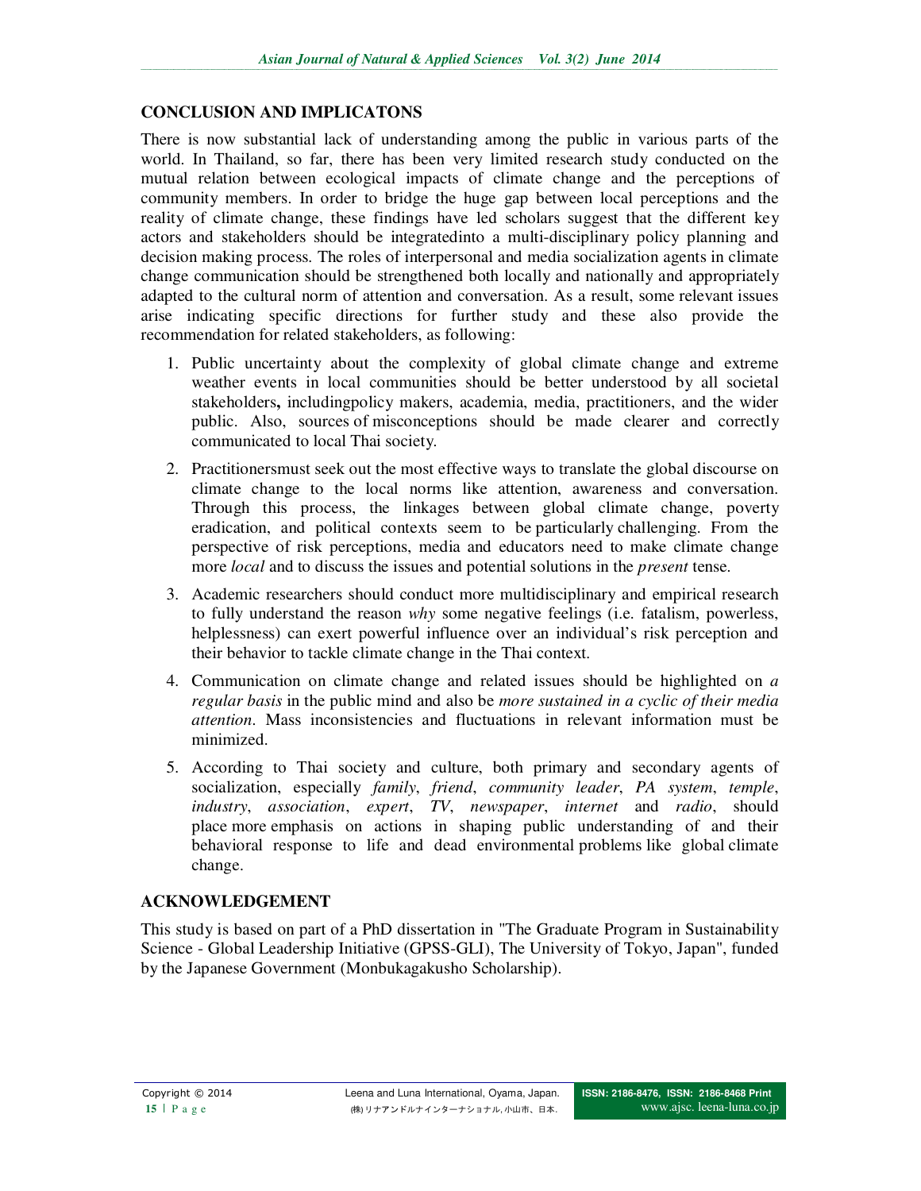## CONCLUSION AND IMPLICATONS

There is now substantial lack of understanding among the public in various parts of the world. In Thailand, so far, there has been very limited research study conducted on the mutual relation between ecological impacts of climate change and the perceptions of community members. In order to bridge the huge gap between local perceptions and the reality of climate change, these findings have led scholars suggest that the different key actors and stakeholders should be integratedinto a multi-disciplinary policy planning and decision making process. The roles of interpersonal and media socialization agents in climate change communication should be strengthened both locally and nationally and appropriately adapted to the cultural norm of attention and conversation. As a result, some relevant issues arise indicating specific directions for further study and these also provide the recommendation for related stakeholders, as following:

1. Public uncertainty about the complexity of global climate change and extreme weather events in local communities should be better understood by all societal stakeholders**,** includingpolicy makers, academia, media, practitioners, and the wider public. Also, sources of misconceptions should be made clearer and correctly communicated to local Thai society.
2. Practitionersmust seek out the most effective ways to translate the global discourse on climate change to the local norms like attention, awareness and conversation. Through this process, the linkages between global climate change, poverty eradication, and political contexts seem to be particularly challenging. From the perspective of risk perceptions, media and educators need to make climate change more *local* and to discuss the issues and potential solutions in the *present* tense.
3. Academic researchers should conduct more multidisciplinary and empirical research to fully understand the reason *why* some negative feelings (i.e. fatalism, powerless, helplessness) can exert powerful influence over an individual's risk perception and their behavior to tackle climate change in the Thai context.
4. Communication on climate change and related issues should be highlighted on *a regular basis* in the public mind and also be *more sustained in a cyclic of their media attention*. Mass inconsistencies and fluctuations in relevant information must be minimized.
5. According to Thai society and culture, both primary and secondary agents of socialization, especially *family*, *friend*, *community leader*, *PA system*, *temple*, *industry*, *association*, *expert*, *TV*, *newspaper*, *internet* and *radio*, should place more emphasis on actions in shaping public understanding of and their behavioral response to life and dead environmental problems like global climate change.

## ACKNOWLEDGEMENT

This study is based on part of a PhD dissertation in "The Graduate Program in Sustainability Science - Global Leadership Initiative (GPSS-GLI), The University of Tokyo, Japan", funded by the Japanese Government (Monbukagakusho Scholarship).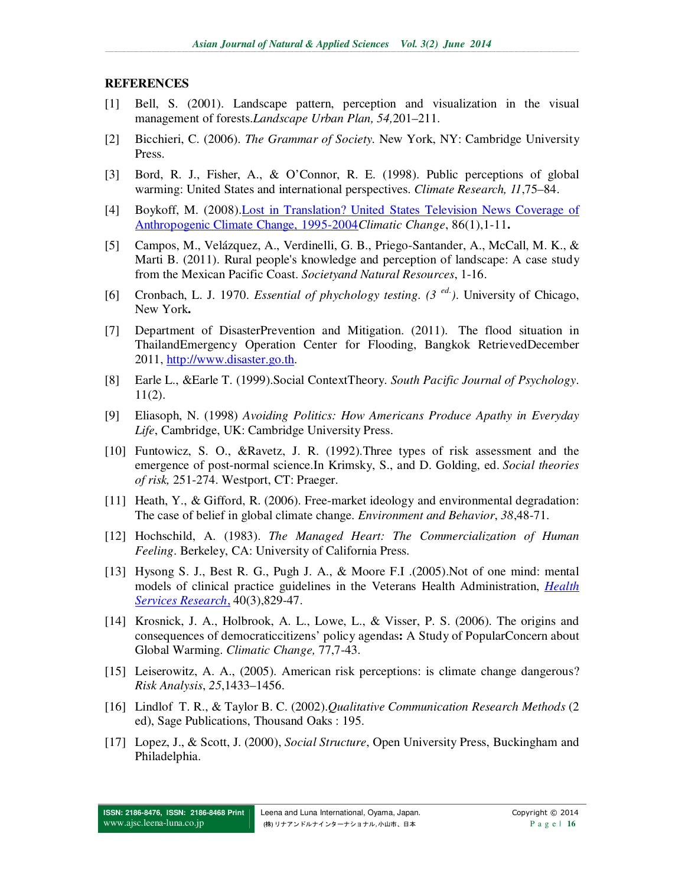## REFERENCES

[1] Bell, S. (2001). Landscape pattern, perception and visualization in the visual management of forests.*Landscape Urban Plan, 54,*201–211.

[2] Bicchieri, C. (2006). *The Grammar of Society*. New York, NY: Cambridge University Press.

[3] Bord, R. J., Fisher, A., & O'Connor, R. E. (1998). Public perceptions of global warming: United States and international perspectives. *Climate Research, 11*,75–84.

[4] Boykoff, M. (2008).Lost in Translation? United States Television News Coverage of Anthropogenic Climate Change, 1995-2004*Climatic Change*, 86(1),1-11**.**

[5] Campos, M., Velázquez, A., Verdinelli, G. B., Priego-Santander, A., McCall, M. K., & Marti B. (2011). Rural people's knowledge and perception of landscape: A case study from the Mexican Pacific Coast. *Societyand Natural Resources*, 1-16.

[6] Cronbach, L. J. 1970. *Essential of phychology testing. (3 ed.)*. University of Chicago, New York**.**

[7] Department of DisasterPrevention and Mitigation. (2011). The flood situation in ThailandEmergency Operation Center for Flooding, Bangkok RetrievedDecember 2011, http://www.disaster.go.th.

[8] Earle L., &Earle T. (1999).Social ContextTheory. *South Pacific Journal of Psychology*. 11(2).

[9] Eliasoph, N. (1998) *Avoiding Politics: How Americans Produce Apathy in Everyday Life*, Cambridge, UK: Cambridge University Press.

[10] Funtowicz, S. O., &Ravetz, J. R. (1992).Three types of risk assessment and the emergence of post-normal science.In Krimsky, S., and D. Golding, ed. *Social theories of risk,* 251-274. Westport, CT: Praeger.

[11] Heath, Y., & Gifford, R. (2006). Free-market ideology and environmental degradation: The case of belief in global climate change. *Environment and Behavior*, *38*,48-71.

[12] Hochschild, A. (1983). *The Managed Heart: The Commercialization of Human Feeling*. Berkeley, CA: University of California Press.

[13] Hysong S. J., Best R. G., Pugh J. A., & Moore F.I .(2005).Not of one mind: mental models of clinical practice guidelines in the Veterans Health Administration, *Health Services Research*, 40(3),829-47.

[14] Krosnick, J. A., Holbrook, A. L., Lowe, L., & Visser, P. S. (2006). The origins and consequences of democraticcitizens' policy agendas**:** A Study of PopularConcern about Global Warming. *Climatic Change,* 77,7-43.

[15] Leiserowitz, A. A., (2005). American risk perceptions: is climate change dangerous? *Risk Analysis*, *25*,1433–1456.

[16] Lindlof T. R., & Taylor B. C. (2002).*Qualitative Communication Research Methods* (2 ed), Sage Publications, Thousand Oaks : 195.

[17] Lopez, J., & Scott, J. (2000), *Social Structure*, Open University Press, Buckingham and Philadelphia.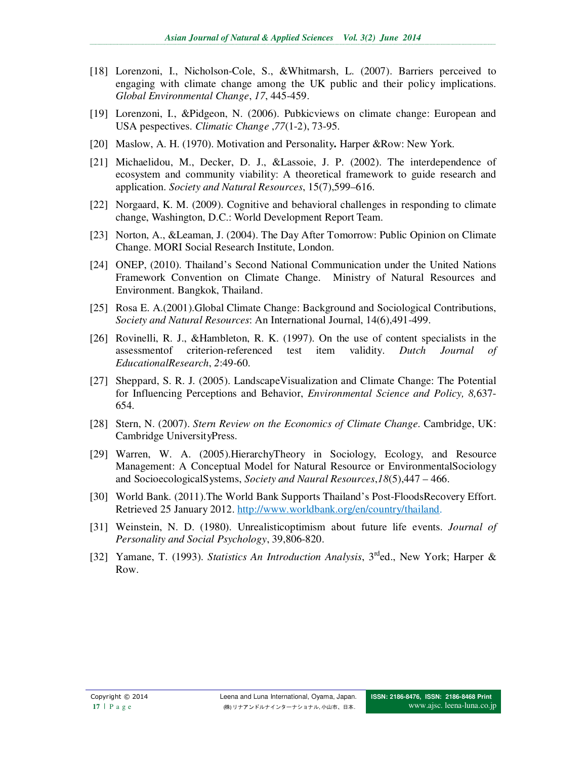[18] Lorenzoni, I., Nicholson-Cole, S., &Whitmarsh, L. (2007). Barriers perceived to engaging with climate change among the UK public and their policy implications. *Global Environmental Change*, *17*, 445-459.

[19] Lorenzoni, I., &Pidgeon, N. (2006). Pubkicviews on climate change: European and USA pespectives. *Climatic Change* ,*77*(1-2), 73-95.

[20] Maslow, A. H. (1970). Motivation and Personality**.** Harper &Row: New York.

[21] Michaelidou, M., Decker, D. J., &Lassoie, J. P. (2002). The interdependence of ecosystem and community viability: A theoretical framework to guide research and application. *Society and Natural Resources*, 15(7),599–616.

[22] Norgaard, K. M. (2009). Cognitive and behavioral challenges in responding to climate change, Washington, D.C.: World Development Report Team.

[23] Norton, A., &Leaman, J. (2004). The Day After Tomorrow: Public Opinion on Climate Change. MORI Social Research Institute, London.

[24] ONEP, (2010). Thailand's Second National Communication under the United Nations Framework Convention on Climate Change. Ministry of Natural Resources and Environment. Bangkok, Thailand.

[25] Rosa E. A.(2001).Global Climate Change: Background and Sociological Contributions, *Society and Natural Resources*: An International Journal, 14(6),491-499.

[26] Rovinelli, R. J., &Hambleton, R. K. (1997). On the use of content specialists in the assessmentof criterion-referenced test item validity. *Dutch Journal of EducationalResearch*, *2*:49-60.

[27] Sheppard, S. R. J. (2005). LandscapeVisualization and Climate Change: The Potential for Influencing Perceptions and Behavior, *Environmental Science and Policy, 8,*637-654.

[28] Stern, N. (2007). *Stern Review on the Economics of Climate Change*. Cambridge, UK: Cambridge UniversityPress.

[29] Warren, W. A. (2005).HierarchyTheory in Sociology, Ecology, and Resource Management: A Conceptual Model for Natural Resource or EnvironmentalSociology and SocioecologicalSystems, *Society and Naural Resources*,*18*(5),447 – 466.

[30] World Bank. (2011).The World Bank Supports Thailand's Post-FloodsRecovery Effort. Retrieved 25 January 2012. http://www.worldbank.org/en/country/thailand.

[31] Weinstein, N. D. (1980). Unrealisticoptimism about future life events. *Journal of Personality and Social Psychology*, 39,806-820.

[32] Yamane, T. (1993). *Statistics An Introduction Analysis*, 3rded., New York; Harper & Row.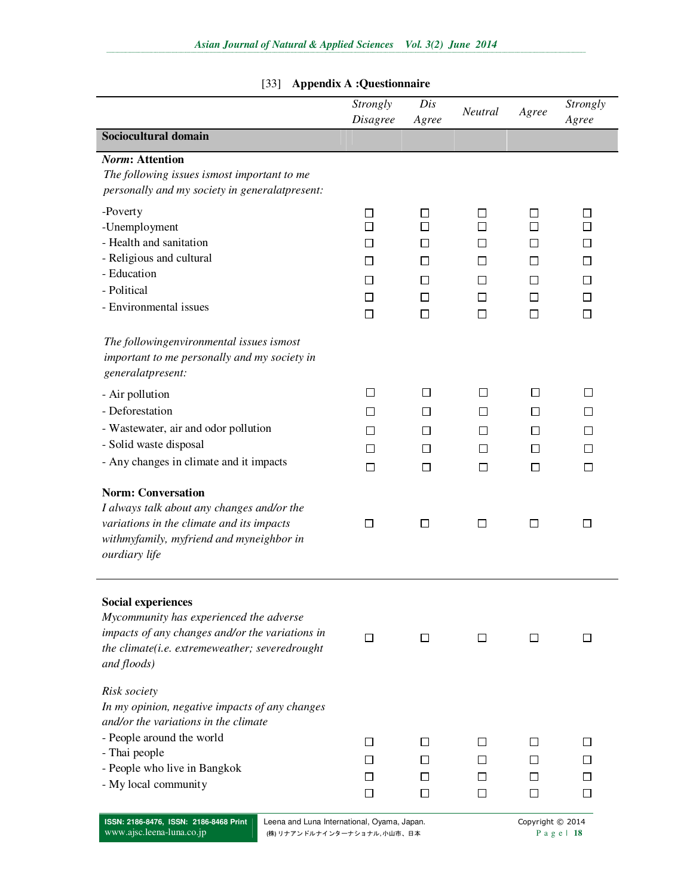[33] **Appendix A :Questionnaire**

| | *Strongly Disagree* | *Dis Agree* | *Neutral* | *Agree* | *Strongly Agree* |
|---|---|---|---|---|---|
| **Sociocultural domain** | | | | | |
| ***Norm*: Attention** | | | | | |
| *The following issues ismost important to me personally and my society in generalatpresent:* | | | | | |
| -Poverty | ☐ | ☐ | ☐ | ☐ | ☐ |
| -Unemployment | ☐ | ☐ | ☐ | ☐ | ☐ |
| - Health and sanitation | ☐ | ☐ | ☐ | ☐ | ☐ |
| - Religious and cultural | ☐ | ☐ | ☐ | ☐ | ☐ |
| - Education | ☐ | ☐ | ☐ | ☐ | ☐ |
| - Political | ☐ | ☐ | ☐ | ☐ | ☐ |
| - Environmental issues | ☐ | ☐ | ☐ | ☐ | ☐ |
| *The followingenvironmental issues ismost important to me personally and my society in generalatpresent:* | | | | | |
| - Air pollution | ☐ | ☐ | ☐ | ☐ | ☐ |
| - Deforestation | ☐ | ☐ | ☐ | ☐ | ☐ |
| - Wastewater, air and odor pollution | ☐ | ☐ | ☐ | ☐ | ☐ |
| - Solid waste disposal | ☐ | ☐ | ☐ | ☐ | ☐ |
| - Any changes in climate and it impacts | ☐ | ☐ | ☐ | ☐ | ☐ |
| **Norm: Conversation** | | | | | |
| *I always talk about any changes and/or the variations in the climate and its impacts withmyfamily, myfriend and myneighbor in ourdiary life* | ☐ | ☐ | ☐ | ☐ | ☐ |
| **Social experiences** | | | | | |
| *Mycommunity has experienced the adverse impacts of any changes and/or the variations in the climate(i.e. extremeweather; severedrought and floods)* | ☐ | ☐ | ☐ | ☐ | ☐ |
| *Risk society* | | | | | |
| *In my opinion, negative impacts of any changes and/or the variations in the climate* | | | | | |
| - People around the world | ☐ | ☐ | ☐ | ☐ | ☐ |
| - Thai people | ☐ | ☐ | ☐ | ☐ | ☐ |
| - People who live in Bangkok | ☐ | ☐ | ☐ | ☐ | ☐ |
| - My local community | ☐ | ☐ | ☐ | ☐ | ☐ |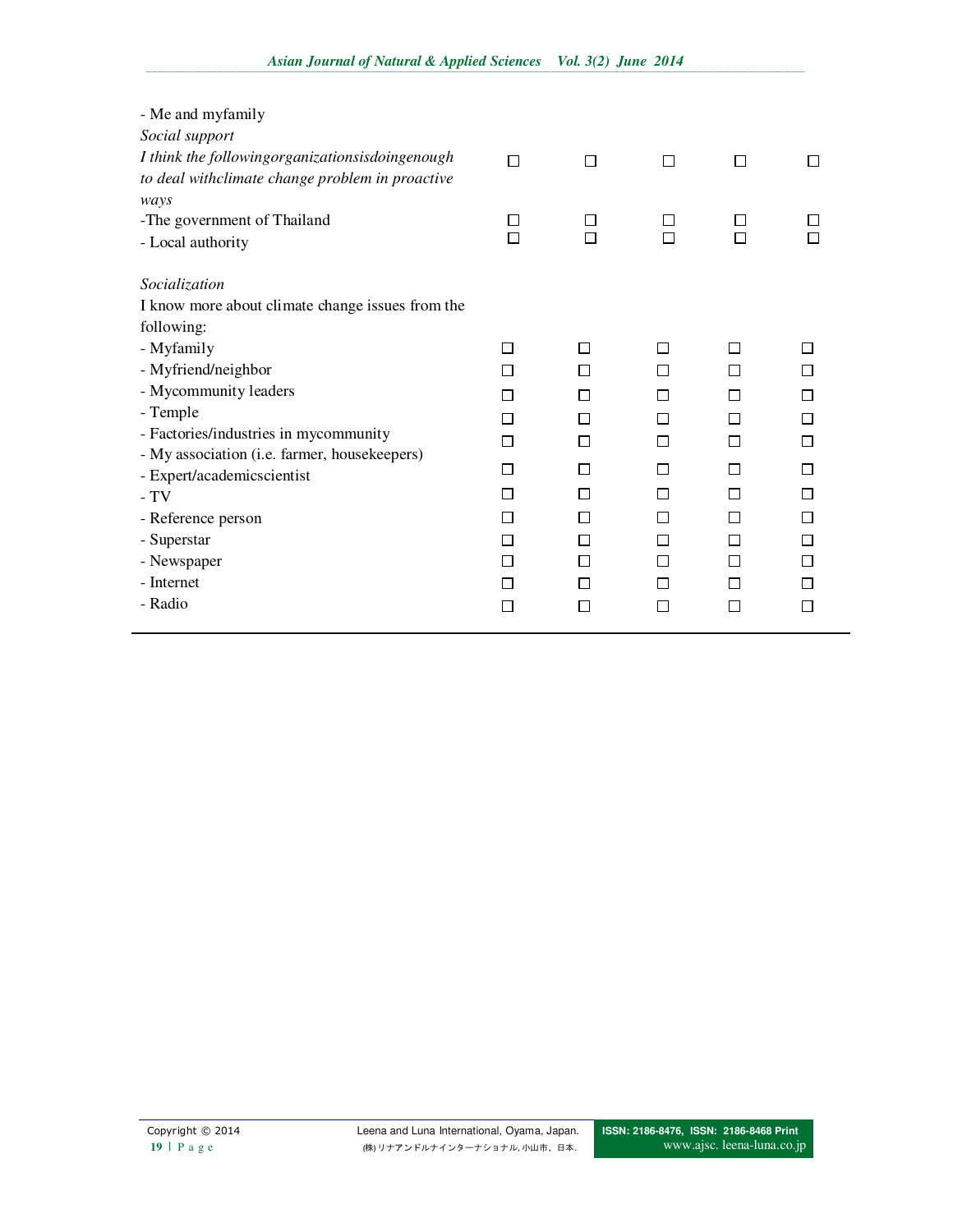| | | | | | |
|---|---|---|---|---|---|
| - Me and myfamily | | | | | |
| *Social support* | | | | | |
| *I think the followingorganizationsisdoingenough to deal withclimate change problem in proactive ways* | ☐ | ☐ | ☐ | ☐ | ☐ |
| -The government of Thailand | ☐ | ☐ | ☐ | ☐ | ☐ |
| - Local authority | ☐ | ☐ | ☐ | ☐ | ☐ |
| | | | | | |
| *Socialization* | | | | | |
| I know more about climate change issues from the following: | | | | | |
| - Myfamily | ☐ | ☐ | ☐ | ☐ | ☐ |
| - Myfriend/neighbor | ☐ | ☐ | ☐ | ☐ | ☐ |
| - Mycommunity leaders | ☐ | ☐ | ☐ | ☐ | ☐ |
| - Temple | ☐ | ☐ | ☐ | ☐ | ☐ |
| - Factories/industries in mycommunity | ☐ | ☐ | ☐ | ☐ | ☐ |
| - My association (i.e. farmer, housekeepers) | | | | | |
| - Expert/academicscientist | ☐ | ☐ | ☐ | ☐ | ☐ |
| - TV | ☐ | ☐ | ☐ | ☐ | ☐ |
| - Reference person | ☐ | ☐ | ☐ | ☐ | ☐ |
| - Superstar | ☐ | ☐ | ☐ | ☐ | ☐ |
| - Newspaper | ☐ | ☐ | ☐ | ☐ | ☐ |
| - Internet | ☐ | ☐ | ☐ | ☐ | ☐ |
| - Radio | ☐ | ☐ | ☐ | ☐ | ☐ |